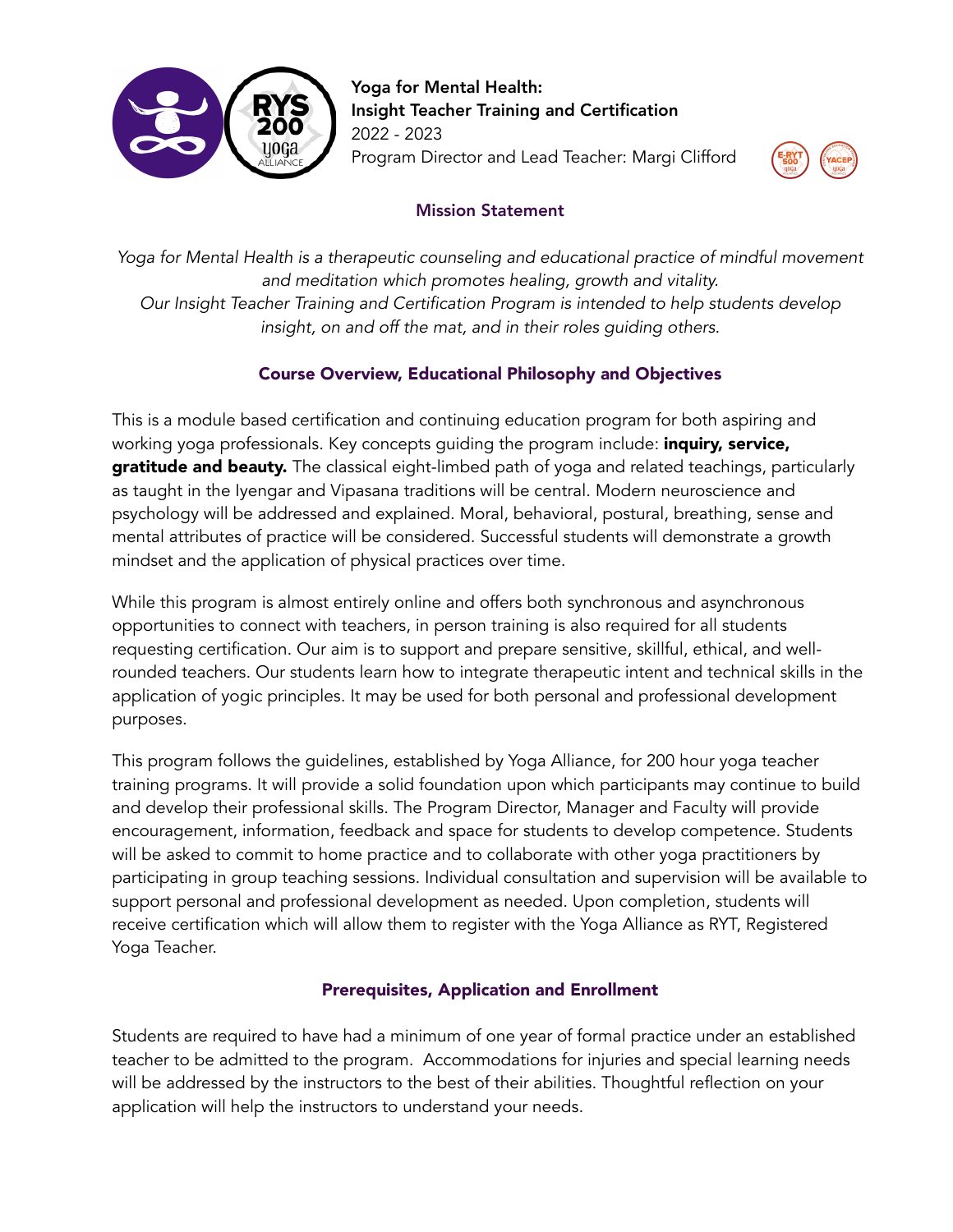**Yoga for Mental Health:**
**Insight Teacher Training and Certification**
2022 - 2023
Program Director and Lead Teacher: Margi Clifford

## Mission Statement

*Yoga for Mental Health is a therapeutic counseling and educational practice of mindful movement and meditation which promotes healing, growth and vitality.*
*Our Insight Teacher Training and Certification Program is intended to help students develop insight, on and off the mat, and in their roles guiding others.*

## Course Overview, Educational Philosophy and Objectives

This is a module based certification and continuing education program for both aspiring and working yoga professionals. Key concepts guiding the program include: **inquiry, service, gratitude and beauty.** The classical eight-limbed path of yoga and related teachings, particularly as taught in the Iyengar and Vipasana traditions will be central. Modern neuroscience and psychology will be addressed and explained. Moral, behavioral, postural, breathing, sense and mental attributes of practice will be considered. Successful students will demonstrate a growth mindset and the application of physical practices over time.

While this program is almost entirely online and offers both synchronous and asynchronous opportunities to connect with teachers, in person training is also required for all students requesting certification. Our aim is to support and prepare sensitive, skillful, ethical, and well-rounded teachers. Our students learn how to integrate therapeutic intent and technical skills in the application of yogic principles. It may be used for both personal and professional development purposes.

This program follows the guidelines, established by Yoga Alliance, for 200 hour yoga teacher training programs. It will provide a solid foundation upon which participants may continue to build and develop their professional skills. The Program Director, Manager and Faculty will provide encouragement, information, feedback and space for students to develop competence. Students will be asked to commit to home practice and to collaborate with other yoga practitioners by participating in group teaching sessions. Individual consultation and supervision will be available to support personal and professional development as needed. Upon completion, students will receive certification which will allow them to register with the Yoga Alliance as RYT, Registered Yoga Teacher.

## Prerequisites, Application and Enrollment

Students are required to have had a minimum of one year of formal practice under an established teacher to be admitted to the program. Accommodations for injuries and special learning needs will be addressed by the instructors to the best of their abilities. Thoughtful reflection on your application will help the instructors to understand your needs.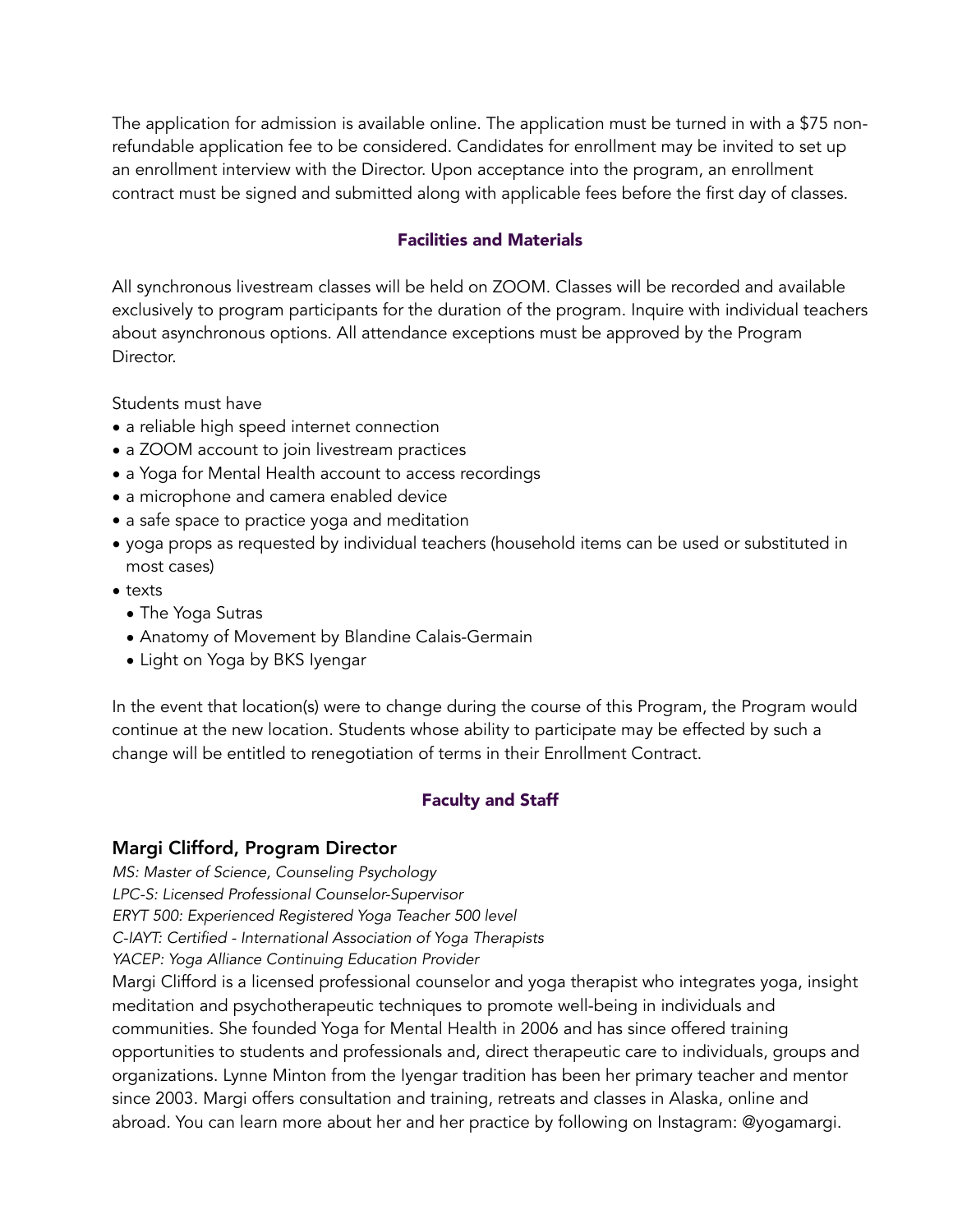The application for admission is available online. The application must be turned in with a $75 non-refundable application fee to be considered. Candidates for enrollment may be invited to set up an enrollment interview with the Director. Upon acceptance into the program, an enrollment contract must be signed and submitted along with applicable fees before the first day of classes.

## Facilities and Materials

All synchronous livestream classes will be held on ZOOM. Classes will be recorded and available exclusively to program participants for the duration of the program. Inquire with individual teachers about asynchronous options. All attendance exceptions must be approved by the Program Director.

Students must have

- a reliable high speed internet connection
- a ZOOM account to join livestream practices
- a Yoga for Mental Health account to access recordings
- a microphone and camera enabled device
- a safe space to practice yoga and meditation
- yoga props as requested by individual teachers (household items can be used or substituted in most cases)
- texts
  - The Yoga Sutras
  - Anatomy of Movement by Blandine Calais-Germain
  - Light on Yoga by BKS Iyengar

In the event that location(s) were to change during the course of this Program, the Program would continue at the new location. Students whose ability to participate may be effected by such a change will be entitled to renegotiation of terms in their Enrollment Contract.

## Faculty and Staff

### Margi Clifford, Program Director

*MS: Master of Science, Counseling Psychology*
*LPC-S: Licensed Professional Counselor-Supervisor*
*ERYT 500: Experienced Registered Yoga Teacher 500 level*
*C-IAYT: Certified - International Association of Yoga Therapists*
*YACEP: Yoga Alliance Continuing Education Provider*

Margi Clifford is a licensed professional counselor and yoga therapist who integrates yoga, insight meditation and psychotherapeutic techniques to promote well-being in individuals and communities. She founded Yoga for Mental Health in 2006 and has since offered training opportunities to students and professionals and, direct therapeutic care to individuals, groups and organizations. Lynne Minton from the Iyengar tradition has been her primary teacher and mentor since 2003. Margi offers consultation and training, retreats and classes in Alaska, online and abroad. You can learn more about her and her practice by following on Instagram: @yogamargi.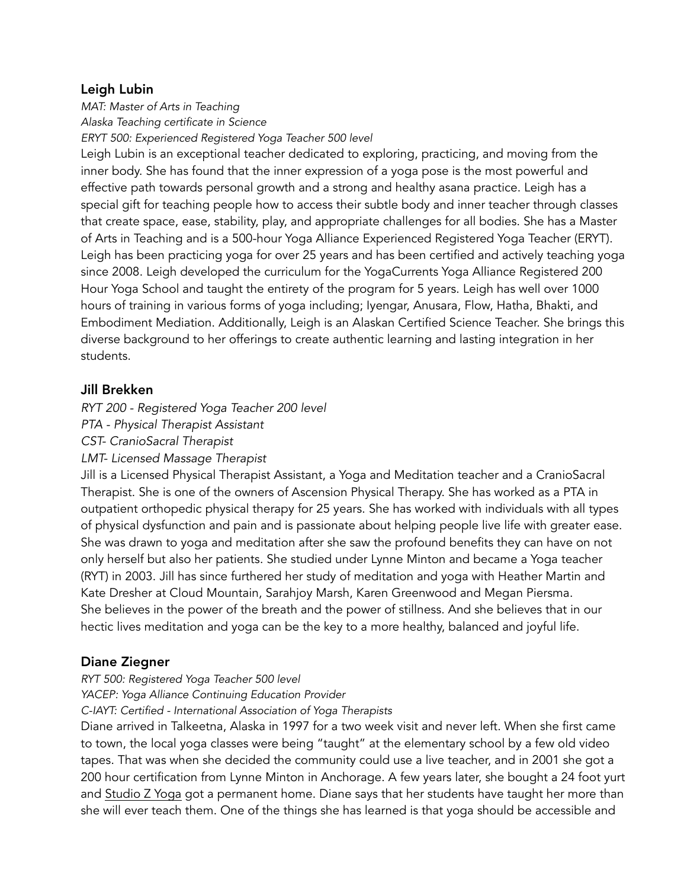### Leigh Lubin

*MAT: Master of Arts in Teaching*
*Alaska Teaching certificate in Science*
*ERYT 500: Experienced Registered Yoga Teacher 500 level*

Leigh Lubin is an exceptional teacher dedicated to exploring, practicing, and moving from the inner body. She has found that the inner expression of a yoga pose is the most powerful and effective path towards personal growth and a strong and healthy asana practice. Leigh has a special gift for teaching people how to access their subtle body and inner teacher through classes that create space, ease, stability, play, and appropriate challenges for all bodies. She has a Master of Arts in Teaching and is a 500-hour Yoga Alliance Experienced Registered Yoga Teacher (ERYT). Leigh has been practicing yoga for over 25 years and has been certified and actively teaching yoga since 2008. Leigh developed the curriculum for the YogaCurrents Yoga Alliance Registered 200 Hour Yoga School and taught the entirety of the program for 5 years. Leigh has well over 1000 hours of training in various forms of yoga including; Iyengar, Anusara, Flow, Hatha, Bhakti, and Embodiment Mediation. Additionally, Leigh is an Alaskan Certified Science Teacher. She brings this diverse background to her offerings to create authentic learning and lasting integration in her students.

### Jill Brekken

*RYT 200 - Registered Yoga Teacher 200 level*
*PTA - Physical Therapist Assistant*
*CST- CranioSacral Therapist*
*LMT- Licensed Massage Therapist*

Jill is a Licensed Physical Therapist Assistant, a Yoga and Meditation teacher and a CranioSacral Therapist. She is one of the owners of Ascension Physical Therapy. She has worked as a PTA in outpatient orthopedic physical therapy for 25 years. She has worked with individuals with all types of physical dysfunction and pain and is passionate about helping people live life with greater ease. She was drawn to yoga and meditation after she saw the profound benefits they can have on not only herself but also her patients. She studied under Lynne Minton and became a Yoga teacher (RYT) in 2003. Jill has since furthered her study of meditation and yoga with Heather Martin and Kate Dresher at Cloud Mountain, Sarahjoy Marsh, Karen Greenwood and Megan Piersma. She believes in the power of the breath and the power of stillness. And she believes that in our hectic lives meditation and yoga can be the key to a more healthy, balanced and joyful life.

### Diane Ziegner

*RYT 500: Registered Yoga Teacher 500 level*
*YACEP: Yoga Alliance Continuing Education Provider*
*C-IAYT: Certified - International Association of Yoga Therapists*

Diane arrived in Talkeetna, Alaska in 1997 for a two week visit and never left. When she first came to town, the local yoga classes were being "taught" at the elementary school by a few old video tapes. That was when she decided the community could use a live teacher, and in 2001 she got a 200 hour certification from Lynne Minton in Anchorage. A few years later, she bought a 24 foot yurt and Studio Z Yoga got a permanent home. Diane says that her students have taught her more than she will ever teach them. One of the things she has learned is that yoga should be accessible and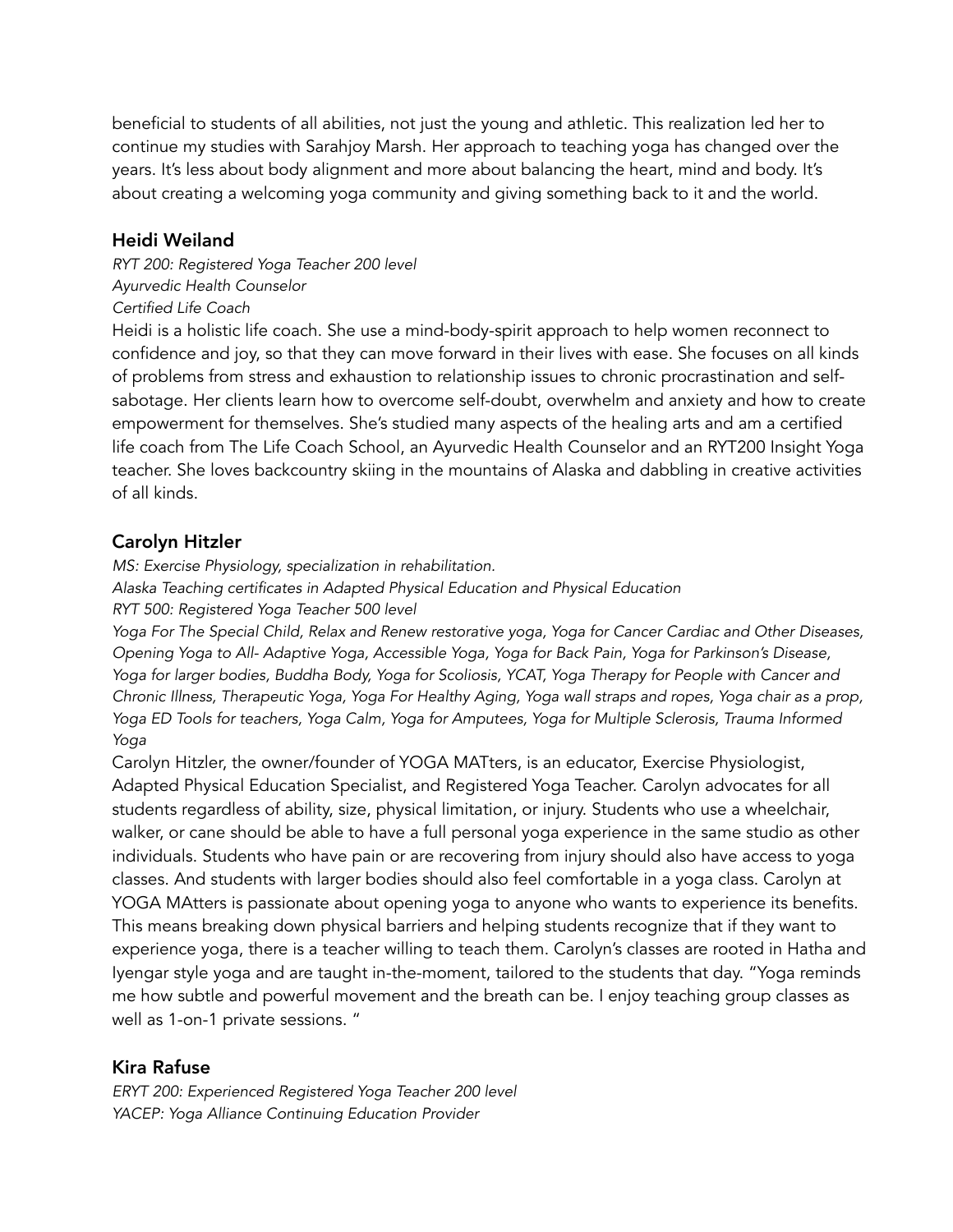beneficial to students of all abilities, not just the young and athletic. This realization led her to continue my studies with Sarahjoy Marsh. Her approach to teaching yoga has changed over the years. It's less about body alignment and more about balancing the heart, mind and body. It's about creating a welcoming yoga community and giving something back to it and the world.

### Heidi Weiland

*RYT 200: Registered Yoga Teacher 200 level*
*Ayurvedic Health Counselor*
*Certified Life Coach*

Heidi is a holistic life coach. She use a mind-body-spirit approach to help women reconnect to confidence and joy, so that they can move forward in their lives with ease. She focuses on all kinds of problems from stress and exhaustion to relationship issues to chronic procrastination and self-sabotage. Her clients learn how to overcome self-doubt, overwhelm and anxiety and how to create empowerment for themselves. She's studied many aspects of the healing arts and am a certified life coach from The Life Coach School, an Ayurvedic Health Counselor and an RYT200 Insight Yoga teacher. She loves backcountry skiing in the mountains of Alaska and dabbling in creative activities of all kinds.

### Carolyn Hitzler

*MS: Exercise Physiology, specialization in rehabilitation.*
*Alaska Teaching certificates in Adapted Physical Education and Physical Education*
*RYT 500: Registered Yoga Teacher 500 level*
*Yoga For The Special Child, Relax and Renew restorative yoga, Yoga for Cancer Cardiac and Other Diseases, Opening Yoga to All- Adaptive Yoga, Accessible Yoga, Yoga for Back Pain, Yoga for Parkinson's Disease, Yoga for larger bodies, Buddha Body, Yoga for Scoliosis, YCAT, Yoga Therapy for People with Cancer and Chronic Illness, Therapeutic Yoga, Yoga For Healthy Aging, Yoga wall straps and ropes, Yoga chair as a prop, Yoga ED Tools for teachers, Yoga Calm, Yoga for Amputees, Yoga for Multiple Sclerosis, Trauma Informed Yoga*

Carolyn Hitzler, the owner/founder of YOGA MATters, is an educator, Exercise Physiologist, Adapted Physical Education Specialist, and Registered Yoga Teacher. Carolyn advocates for all students regardless of ability, size, physical limitation, or injury. Students who use a wheelchair, walker, or cane should be able to have a full personal yoga experience in the same studio as other individuals. Students who have pain or are recovering from injury should also have access to yoga classes. And students with larger bodies should also feel comfortable in a yoga class. Carolyn at YOGA MAtters is passionate about opening yoga to anyone who wants to experience its benefits. This means breaking down physical barriers and helping students recognize that if they want to experience yoga, there is a teacher willing to teach them. Carolyn's classes are rooted in Hatha and Iyengar style yoga and are taught in-the-moment, tailored to the students that day. "Yoga reminds me how subtle and powerful movement and the breath can be. I enjoy teaching group classes as well as 1-on-1 private sessions. "

### Kira Rafuse

*ERYT 200: Experienced Registered Yoga Teacher 200 level*
*YACEP: Yoga Alliance Continuing Education Provider*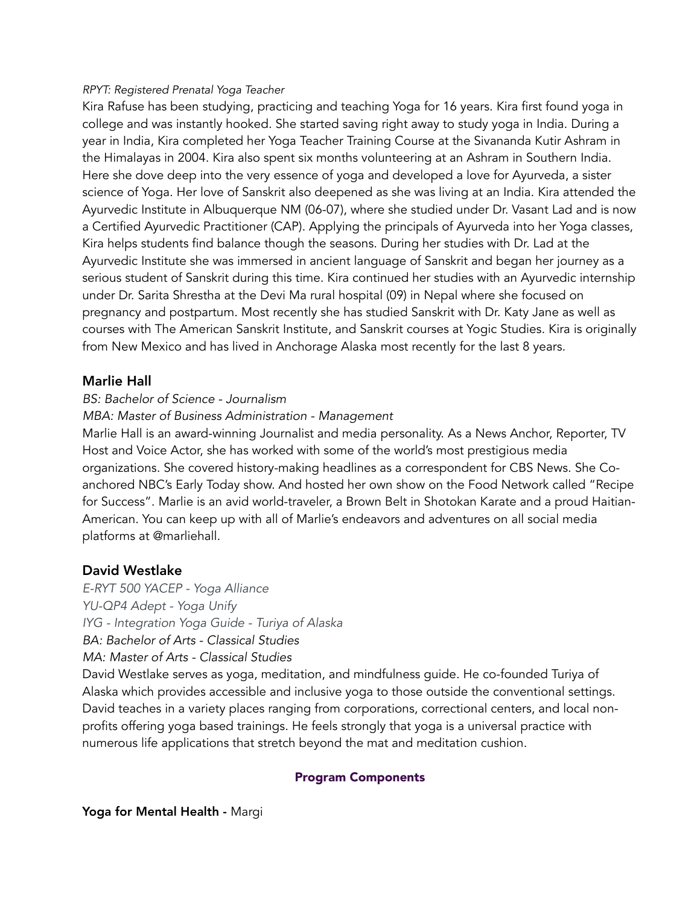*RPYT: Registered Prenatal Yoga Teacher*

Kira Rafuse has been studying, practicing and teaching Yoga for 16 years. Kira first found yoga in college and was instantly hooked. She started saving right away to study yoga in India. During a year in India, Kira completed her Yoga Teacher Training Course at the Sivananda Kutir Ashram in the Himalayas in 2004. Kira also spent six months volunteering at an Ashram in Southern India. Here she dove deep into the very essence of yoga and developed a love for Ayurveda, a sister science of Yoga. Her love of Sanskrit also deepened as she was living at an India. Kira attended the Ayurvedic Institute in Albuquerque NM (06-07), where she studied under Dr. Vasant Lad and is now a Certified Ayurvedic Practitioner (CAP). Applying the principals of Ayurveda into her Yoga classes, Kira helps students find balance though the seasons. During her studies with Dr. Lad at the Ayurvedic Institute she was immersed in ancient language of Sanskrit and began her journey as a serious student of Sanskrit during this time. Kira continued her studies with an Ayurvedic internship under Dr. Sarita Shrestha at the Devi Ma rural hospital (09) in Nepal where she focused on pregnancy and postpartum. Most recently she has studied Sanskrit with Dr. Katy Jane as well as courses with The American Sanskrit Institute, and Sanskrit courses at Yogic Studies. Kira is originally from New Mexico and has lived in Anchorage Alaska most recently for the last 8 years.

### Marlie Hall

*BS: Bachelor of Science - Journalism*

*MBA: Master of Business Administration - Management*

Marlie Hall is an award-winning Journalist and media personality. As a News Anchor, Reporter, TV Host and Voice Actor, she has worked with some of the world's most prestigious media organizations. She covered history-making headlines as a correspondent for CBS News. She Co-anchored NBC's Early Today show. And hosted her own show on the Food Network called "Recipe for Success". Marlie is an avid world-traveler, a Brown Belt in Shotokan Karate and a proud Haitian-American. You can keep up with all of Marlie's endeavors and adventures on all social media platforms at @marliehall.

### David Westlake

*E-RYT 500 YACEP - Yoga Alliance*

*YU-QP4 Adept - Yoga Unify*

*IYG - Integration Yoga Guide - Turiya of Alaska*

*BA: Bachelor of Arts - Classical Studies*

*MA: Master of Arts - Classical Studies*

David Westlake serves as yoga, meditation, and mindfulness guide. He co-founded Turiya of Alaska which provides accessible and inclusive yoga to those outside the conventional settings. David teaches in a variety places ranging from corporations, correctional centers, and local non-profits offering yoga based trainings. He feels strongly that yoga is a universal practice with numerous life applications that stretch beyond the mat and meditation cushion.

## Program Components

**Yoga for Mental Health -** Margi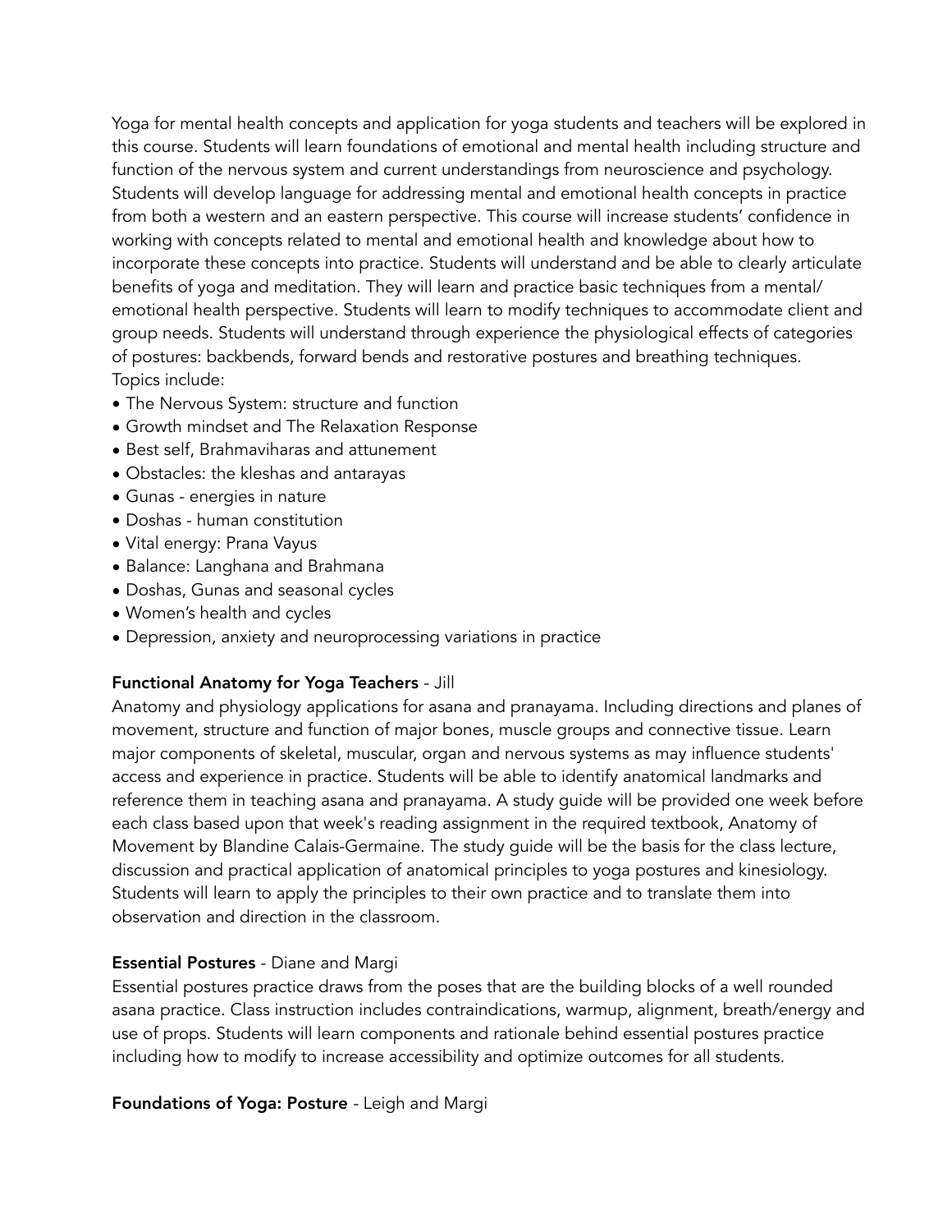Yoga for mental health concepts and application for yoga students and teachers will be explored in this course. Students will learn foundations of emotional and mental health including structure and function of the nervous system and current understandings from neuroscience and psychology. Students will develop language for addressing mental and emotional health concepts in practice from both a western and an eastern perspective. This course will increase students' confidence in working with concepts related to mental and emotional health and knowledge about how to incorporate these concepts into practice. Students will understand and be able to clearly articulate benefits of yoga and meditation. They will learn and practice basic techniques from a mental/emotional health perspective. Students will learn to modify techniques to accommodate client and group needs. Students will understand through experience the physiological effects of categories of postures: backbends, forward bends and restorative postures and breathing techniques.
Topics include:

- The Nervous System: structure and function
- Growth mindset and The Relaxation Response
- Best self, Brahmaviharas and attunement
- Obstacles: the kleshas and antarayas
- Gunas - energies in nature
- Doshas - human constitution
- Vital energy: Prana Vayus
- Balance: Langhana and Brahmana
- Doshas, Gunas and seasonal cycles
- Women's health and cycles
- Depression, anxiety and neuroprocessing variations in practice

**Functional Anatomy for Yoga Teachers** - Jill
Anatomy and physiology applications for asana and pranayama. Including directions and planes of movement, structure and function of major bones, muscle groups and connective tissue. Learn major components of skeletal, muscular, organ and nervous systems as may influence students' access and experience in practice. Students will be able to identify anatomical landmarks and reference them in teaching asana and pranayama. A study guide will be provided one week before each class based upon that week's reading assignment in the required textbook, Anatomy of Movement by Blandine Calais-Germaine. The study guide will be the basis for the class lecture, discussion and practical application of anatomical principles to yoga postures and kinesiology. Students will learn to apply the principles to their own practice and to translate them into observation and direction in the classroom.

**Essential Postures** - Diane and Margi
Essential postures practice draws from the poses that are the building blocks of a well rounded asana practice. Class instruction includes contraindications, warmup, alignment, breath/energy and use of props. Students will learn components and rationale behind essential postures practice including how to modify to increase accessibility and optimize outcomes for all students.

**Foundations of Yoga: Posture** - Leigh and Margi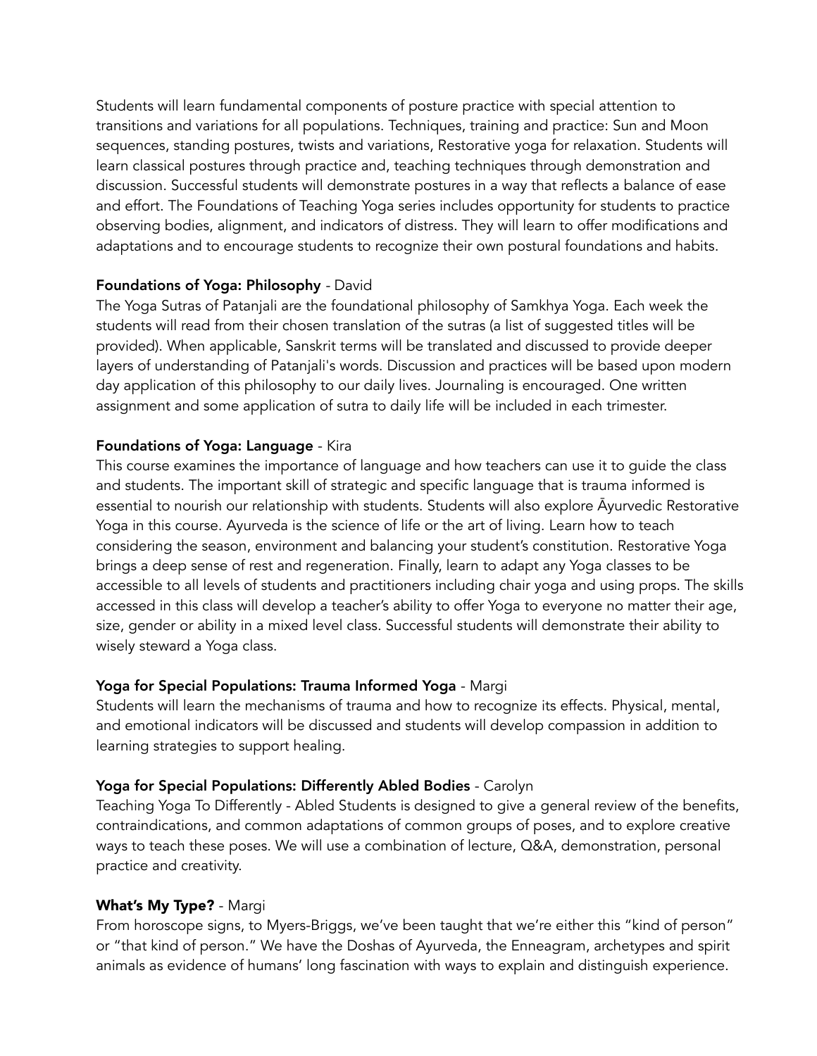Students will learn fundamental components of posture practice with special attention to transitions and variations for all populations. Techniques, training and practice: Sun and Moon sequences, standing postures, twists and variations, Restorative yoga for relaxation. Students will learn classical postures through practice and, teaching techniques through demonstration and discussion. Successful students will demonstrate postures in a way that reflects a balance of ease and effort. The Foundations of Teaching Yoga series includes opportunity for students to practice observing bodies, alignment, and indicators of distress. They will learn to offer modifications and adaptations and to encourage students to recognize their own postural foundations and habits.

**Foundations of Yoga: Philosophy** - David

The Yoga Sutras of Patanjali are the foundational philosophy of Samkhya Yoga. Each week the students will read from their chosen translation of the sutras (a list of suggested titles will be provided). When applicable, Sanskrit terms will be translated and discussed to provide deeper layers of understanding of Patanjali's words. Discussion and practices will be based upon modern day application of this philosophy to our daily lives. Journaling is encouraged. One written assignment and some application of sutra to daily life will be included in each trimester.

**Foundations of Yoga: Language** - Kira

This course examines the importance of language and how teachers can use it to guide the class and students. The important skill of strategic and specific language that is trauma informed is essential to nourish our relationship with students. Students will also explore Āyurvedic Restorative Yoga in this course. Ayurveda is the science of life or the art of living. Learn how to teach considering the season, environment and balancing your student's constitution. Restorative Yoga brings a deep sense of rest and regeneration. Finally, learn to adapt any Yoga classes to be accessible to all levels of students and practitioners including chair yoga and using props. The skills accessed in this class will develop a teacher's ability to offer Yoga to everyone no matter their age, size, gender or ability in a mixed level class. Successful students will demonstrate their ability to wisely steward a Yoga class.

**Yoga for Special Populations: Trauma Informed Yoga** - Margi

Students will learn the mechanisms of trauma and how to recognize its effects. Physical, mental, and emotional indicators will be discussed and students will develop compassion in addition to learning strategies to support healing.

**Yoga for Special Populations: Differently Abled Bodies** - Carolyn

Teaching Yoga To Differently - Abled Students is designed to give a general review of the benefits, contraindications, and common adaptations of common groups of poses, and to explore creative ways to teach these poses. We will use a combination of lecture, Q&A, demonstration, personal practice and creativity.

**What's My Type?** - Margi

From horoscope signs, to Myers-Briggs, we've been taught that we're either this "kind of person" or "that kind of person." We have the Doshas of Ayurveda, the Enneagram, archetypes and spirit animals as evidence of humans' long fascination with ways to explain and distinguish experience.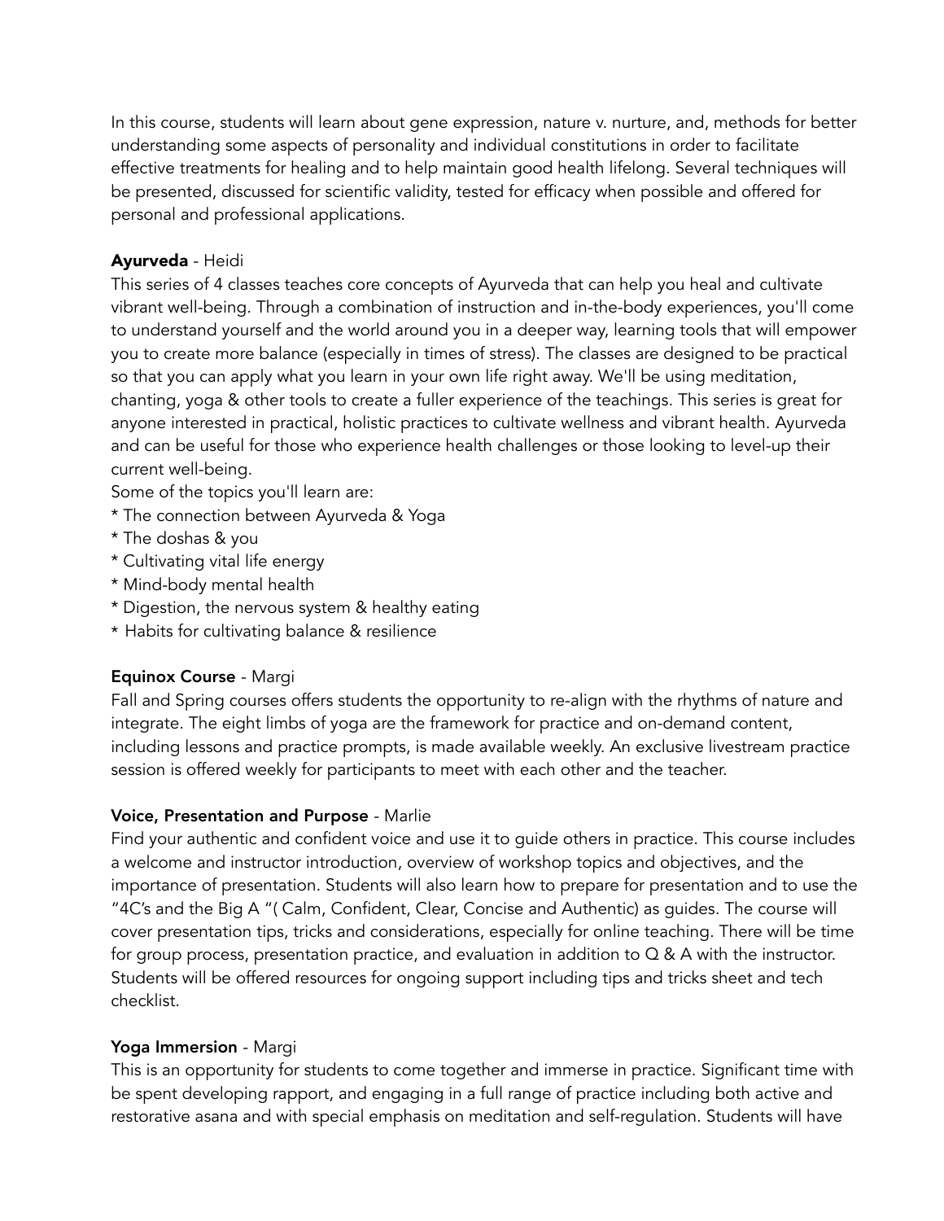In this course, students will learn about gene expression, nature v. nurture, and, methods for better understanding some aspects of personality and individual constitutions in order to facilitate effective treatments for healing and to help maintain good health lifelong. Several techniques will be presented, discussed for scientific validity, tested for efficacy when possible and offered for personal and professional applications.

**Ayurveda** - Heidi

This series of 4 classes teaches core concepts of Ayurveda that can help you heal and cultivate vibrant well-being. Through a combination of instruction and in-the-body experiences, you'll come to understand yourself and the world around you in a deeper way, learning tools that will empower you to create more balance (especially in times of stress). The classes are designed to be practical so that you can apply what you learn in your own life right away. We'll be using meditation, chanting, yoga & other tools to create a fuller experience of the teachings. This series is great for anyone interested in practical, holistic practices to cultivate wellness and vibrant health. Ayurveda and can be useful for those who experience health challenges or those looking to level-up their current well-being.

Some of the topics you'll learn are:

* The connection between Ayurveda & Yoga
* The doshas & you
* Cultivating vital life energy
* Mind-body mental health
* Digestion, the nervous system & healthy eating
* Habits for cultivating balance & resilience

**Equinox Course** - Margi

Fall and Spring courses offers students the opportunity to re-align with the rhythms of nature and integrate. The eight limbs of yoga are the framework for practice and on-demand content, including lessons and practice prompts, is made available weekly. An exclusive livestream practice session is offered weekly for participants to meet with each other and the teacher.

**Voice, Presentation and Purpose** - Marlie

Find your authentic and confident voice and use it to guide others in practice. This course includes a welcome and instructor introduction, overview of workshop topics and objectives, and the importance of presentation. Students will also learn how to prepare for presentation and to use the "4C's and the Big A "( Calm, Confident, Clear, Concise and Authentic) as guides. The course will cover presentation tips, tricks and considerations, especially for online teaching. There will be time for group process, presentation practice, and evaluation in addition to Q & A with the instructor. Students will be offered resources for ongoing support including tips and tricks sheet and tech checklist.

**Yoga Immersion** - Margi

This is an opportunity for students to come together and immerse in practice. Significant time with be spent developing rapport, and engaging in a full range of practice including both active and restorative asana and with special emphasis on meditation and self-regulation. Students will have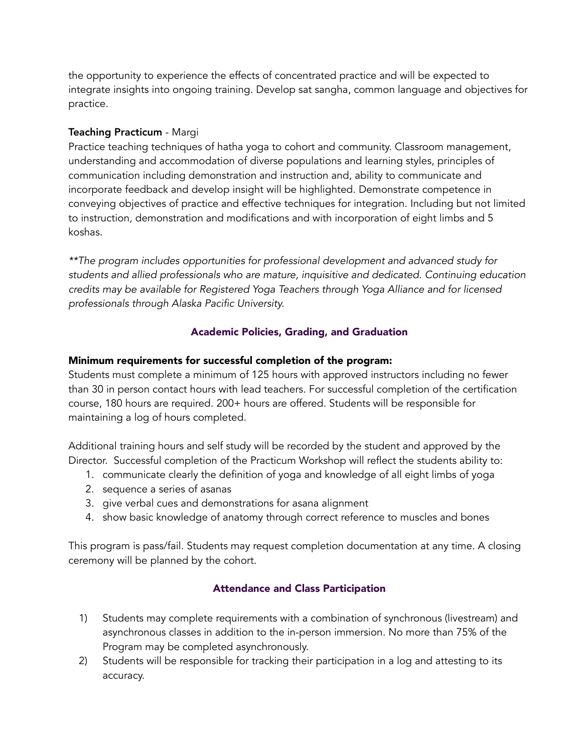the opportunity to experience the effects of concentrated practice and will be expected to integrate insights into ongoing training. Develop sat sangha, common language and objectives for practice.

**Teaching Practicum** - Margi
Practice teaching techniques of hatha yoga to cohort and community. Classroom management, understanding and accommodation of diverse populations and learning styles, principles of communication including demonstration and instruction and, ability to communicate and incorporate feedback and develop insight will be highlighted. Demonstrate competence in conveying objectives of practice and effective techniques for integration. Including but not limited to instruction, demonstration and modifications and with incorporation of eight limbs and 5 koshas.

*\*\*The program includes opportunities for professional development and advanced study for students and allied professionals who are mature, inquisitive and dedicated. Continuing education credits may be available for Registered Yoga Teachers through Yoga Alliance and for licensed professionals through Alaska Pacific University.*

## Academic Policies, Grading, and Graduation

**Minimum requirements for successful completion of the program:**
Students must complete a minimum of 125 hours with approved instructors including no fewer than 30 in person contact hours with lead teachers. For successful completion of the certification course, 180 hours are required. 200+ hours are offered. Students will be responsible for maintaining a log of hours completed.

Additional training hours and self study will be recorded by the student and approved by the Director. Successful completion of the Practicum Workshop will reflect the students ability to:

1. communicate clearly the definition of yoga and knowledge of all eight limbs of yoga
2. sequence a series of asanas
3. give verbal cues and demonstrations for asana alignment
4. show basic knowledge of anatomy through correct reference to muscles and bones

This program is pass/fail. Students may request completion documentation at any time. A closing ceremony will be planned by the cohort.

## Attendance and Class Participation

1) Students may complete requirements with a combination of synchronous (livestream) and asynchronous classes in addition to the in-person immersion. No more than 75% of the Program may be completed asynchronously.
2) Students will be responsible for tracking their participation in a log and attesting to its accuracy.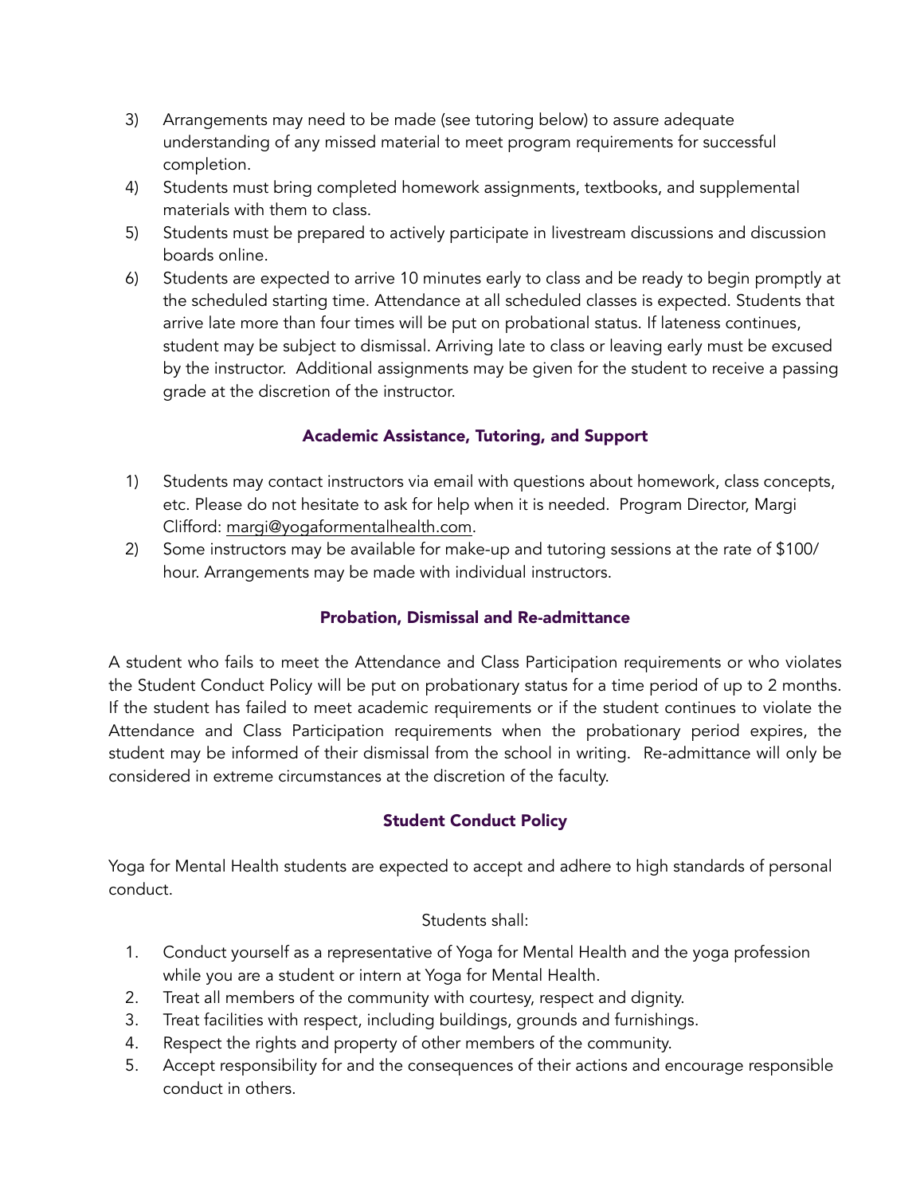3) Arrangements may need to be made (see tutoring below) to assure adequate understanding of any missed material to meet program requirements for successful completion.
4) Students must bring completed homework assignments, textbooks, and supplemental materials with them to class.
5) Students must be prepared to actively participate in livestream discussions and discussion boards online.
6) Students are expected to arrive 10 minutes early to class and be ready to begin promptly at the scheduled starting time. Attendance at all scheduled classes is expected. Students that arrive late more than four times will be put on probational status. If lateness continues, student may be subject to dismissal. Arriving late to class or leaving early must be excused by the instructor. Additional assignments may be given for the student to receive a passing grade at the discretion of the instructor.

### Academic Assistance, Tutoring, and Support

1) Students may contact instructors via email with questions about homework, class concepts, etc. Please do not hesitate to ask for help when it is needed. Program Director, Margi Clifford: margi@yogaformentalhealth.com.
2) Some instructors may be available for make-up and tutoring sessions at the rate of $100/hour. Arrangements may be made with individual instructors.

### Probation, Dismissal and Re-admittance

A student who fails to meet the Attendance and Class Participation requirements or who violates the Student Conduct Policy will be put on probationary status for a time period of up to 2 months. If the student has failed to meet academic requirements or if the student continues to violate the Attendance and Class Participation requirements when the probationary period expires, the student may be informed of their dismissal from the school in writing. Re-admittance will only be considered in extreme circumstances at the discretion of the faculty.

### Student Conduct Policy

Yoga for Mental Health students are expected to accept and adhere to high standards of personal conduct.

Students shall:

1. Conduct yourself as a representative of Yoga for Mental Health and the yoga profession while you are a student or intern at Yoga for Mental Health.
2. Treat all members of the community with courtesy, respect and dignity.
3. Treat facilities with respect, including buildings, grounds and furnishings.
4. Respect the rights and property of other members of the community.
5. Accept responsibility for and the consequences of their actions and encourage responsible conduct in others.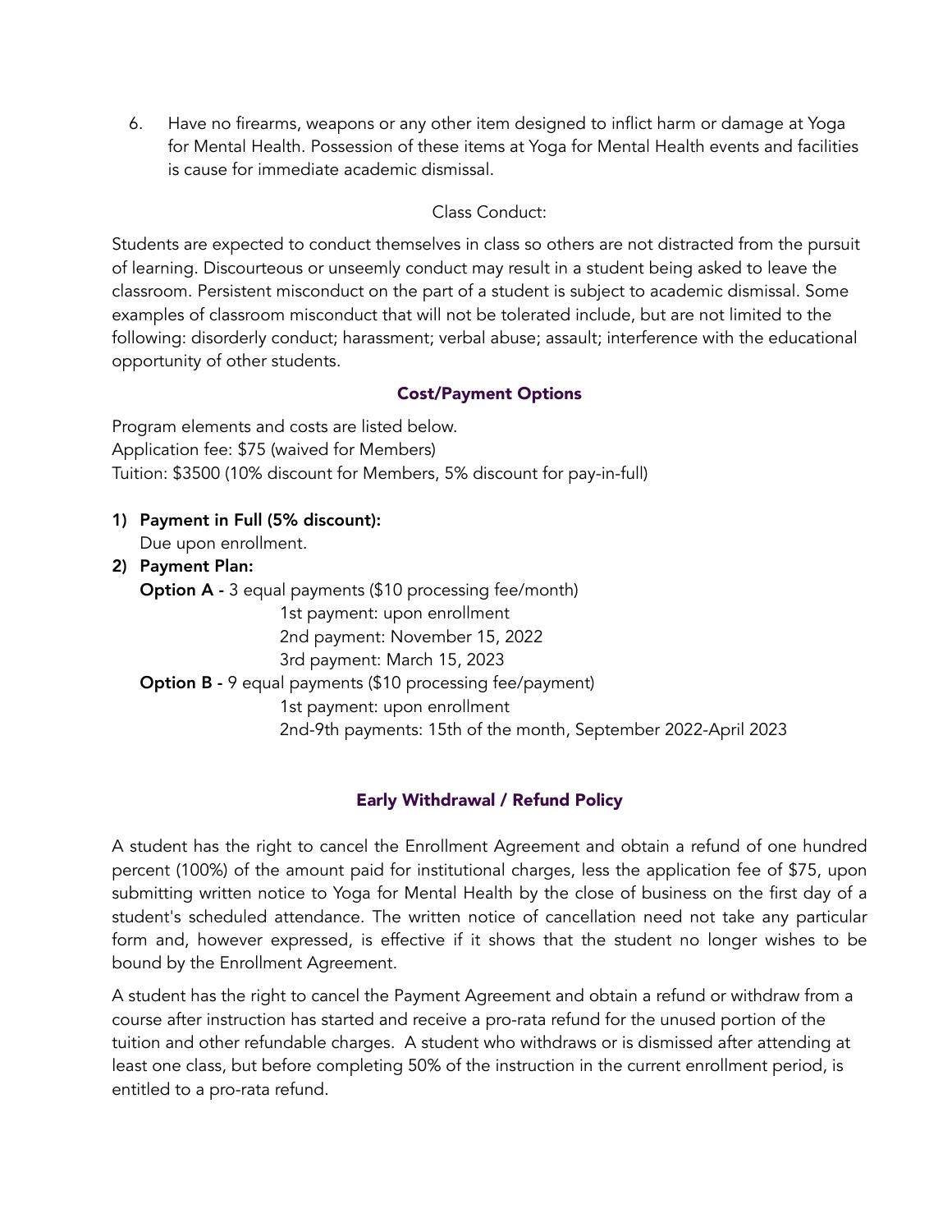6. Have no firearms, weapons or any other item designed to inflict harm or damage at Yoga for Mental Health. Possession of these items at Yoga for Mental Health events and facilities is cause for immediate academic dismissal.

Class Conduct:

Students are expected to conduct themselves in class so others are not distracted from the pursuit of learning. Discourteous or unseemly conduct may result in a student being asked to leave the classroom. Persistent misconduct on the part of a student is subject to academic dismissal. Some examples of classroom misconduct that will not be tolerated include, but are not limited to the following: disorderly conduct; harassment; verbal abuse; assault; interference with the educational opportunity of other students.

### Cost/Payment Options

Program elements and costs are listed below.
Application fee: $75 (waived for Members)
Tuition: $3500 (10% discount for Members, 5% discount for pay-in-full)

1) **Payment in Full (5% discount):**
   Due upon enrollment.
2) **Payment Plan:**
   **Option A -** 3 equal payments ($10 processing fee/month)
   1st payment: upon enrollment
   2nd payment: November 15, 2022
   3rd payment: March 15, 2023
   **Option B -** 9 equal payments ($10 processing fee/payment)
   1st payment: upon enrollment
   2nd-9th payments: 15th of the month, September 2022-April 2023

### Early Withdrawal / Refund Policy

A student has the right to cancel the Enrollment Agreement and obtain a refund of one hundred percent (100%) of the amount paid for institutional charges, less the application fee of $75, upon submitting written notice to Yoga for Mental Health by the close of business on the first day of a student's scheduled attendance. The written notice of cancellation need not take any particular form and, however expressed, is effective if it shows that the student no longer wishes to be bound by the Enrollment Agreement.

A student has the right to cancel the Payment Agreement and obtain a refund or withdraw from a course after instruction has started and receive a pro-rata refund for the unused portion of the tuition and other refundable charges. A student who withdraws or is dismissed after attending at least one class, but before completing 50% of the instruction in the current enrollment period, is entitled to a pro-rata refund.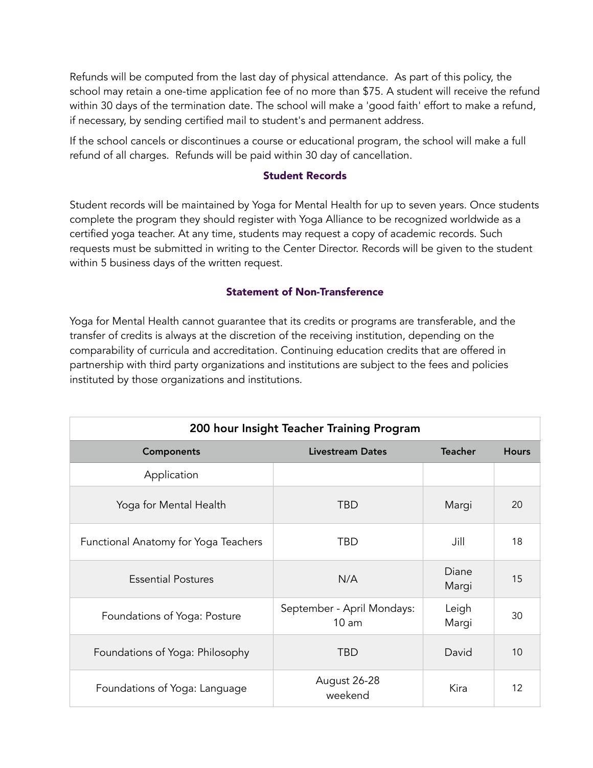Refunds will be computed from the last day of physical attendance.  As part of this policy, the school may retain a one-time application fee of no more than $75. A student will receive the refund within 30 days of the termination date. The school will make a 'good faith' effort to make a refund, if necessary, by sending certified mail to student's and permanent address.

If the school cancels or discontinues a course or educational program, the school will make a full refund of all charges.  Refunds will be paid within 30 day of cancellation.

### Student Records

Student records will be maintained by Yoga for Mental Health for up to seven years. Once students complete the program they should register with Yoga Alliance to be recognized worldwide as a certified yoga teacher. At any time, students may request a copy of academic records. Such requests must be submitted in writing to the Center Director. Records will be given to the student within 5 business days of the written request.

### Statement of Non-Transference

Yoga for Mental Health cannot guarantee that its credits or programs are transferable, and the transfer of credits is always at the discretion of the receiving institution, depending on the comparability of curricula and accreditation. Continuing education credits that are offered in partnership with third party organizations and institutions are subject to the fees and policies instituted by those organizations and institutions.

| 200 hour Insight Teacher Training Program | | | |
|---|---|---|---|
| **Components** | **Livestream Dates** | **Teacher** | **Hours** |
| Application | | | |
| Yoga for Mental Health | TBD | Margi | 20 |
| Functional Anatomy for Yoga Teachers | TBD | Jill | 18 |
| Essential Postures | N/A | Diane Margi | 15 |
| Foundations of Yoga: Posture | September - April Mondays: 10 am | Leigh Margi | 30 |
| Foundations of Yoga: Philosophy | TBD | David | 10 |
| Foundations of Yoga: Language | August 26-28 weekend | Kira | 12 |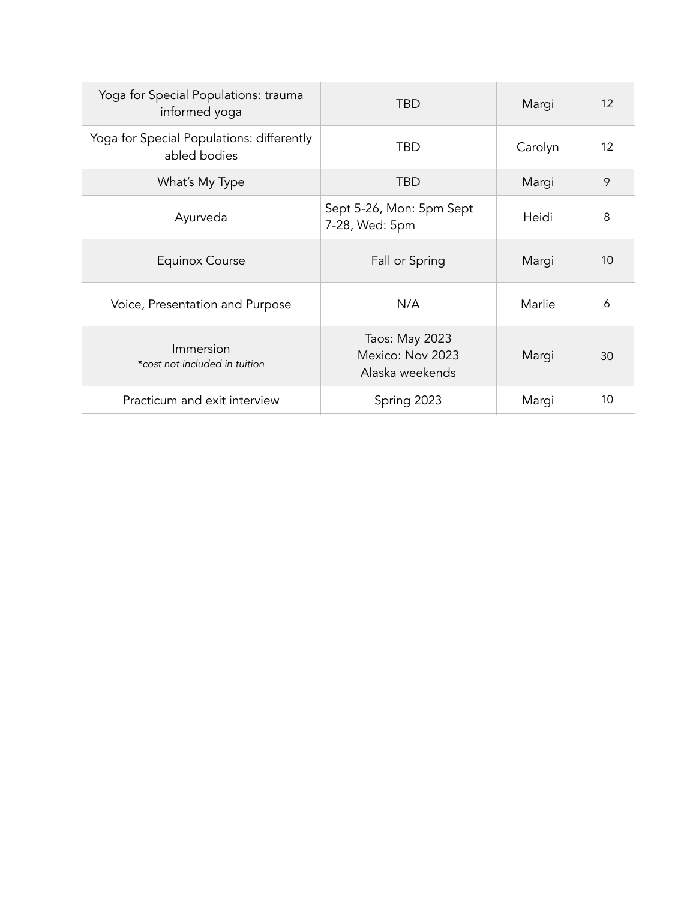| | | | |
|---|---|---|---|
| Yoga for Special Populations: trauma informed yoga | TBD | Margi | 12 |
| Yoga for Special Populations: differently abled bodies | TBD | Carolyn | 12 |
| What's My Type | TBD | Margi | 9 |
| Ayurveda | Sept 5-26, Mon: 5pm Sept 7-28, Wed: 5pm | Heidi | 8 |
| Equinox Course | Fall or Spring | Margi | 10 |
| Voice, Presentation and Purpose | N/A | Marlie | 6 |
| Immersion *\*cost not included in tuition* | Taos: May 2023 Mexico: Nov 2023 Alaska weekends | Margi | 30 |
| Practicum and exit interview | Spring 2023 | Margi | 10 |